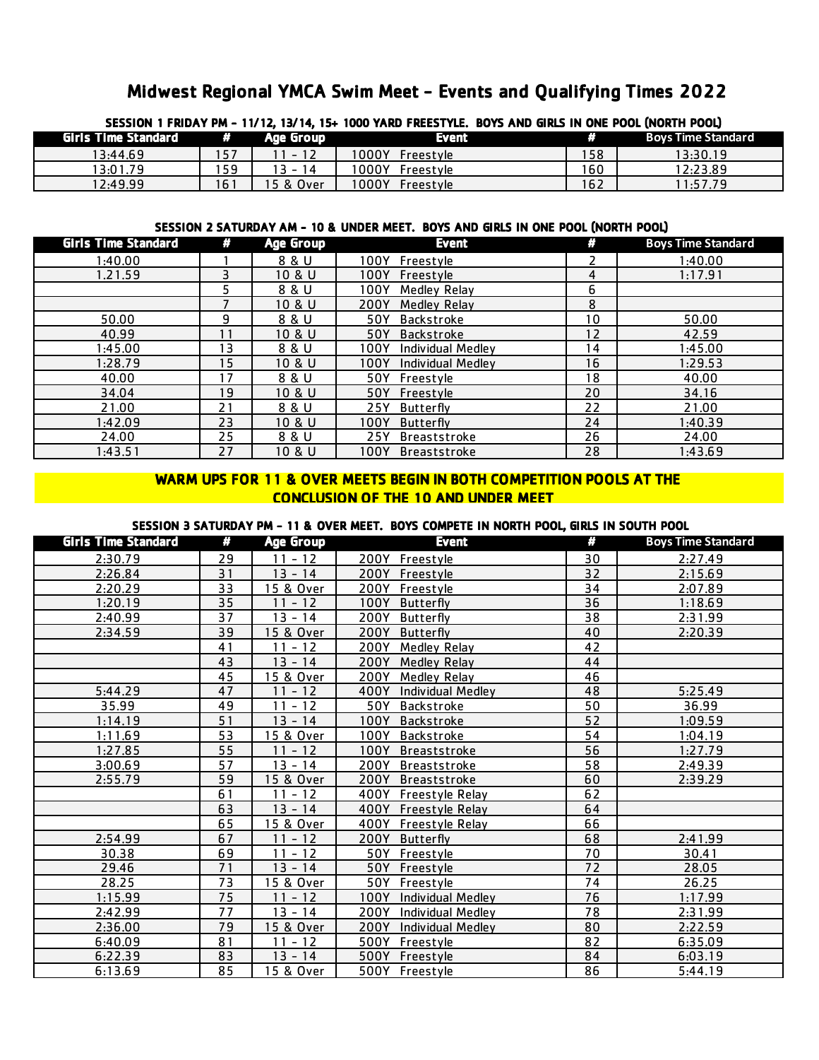# Midwest Regional YMCA Swim Meet - Events and Qualifying Times 2022

### SESSION 1 FRIDAY PM - 11/12, 13/14, 15+ 1000 YARD FREESTYLE. BOYS AND GIRLS IN ONE POOL (NORTH POOL)

| Girls Time Standard | # | Age Group | Event | # | Boys Time Standard |
|---|---|---|---|---|---|
| 13:44.69 | 157 | 11 - 12 | 1000Y Freestyle | 158 | 13:30.19 |
| 13:01.79 | 159 | 13 - 14 | 1000Y Freestyle | 160 | 12:23.89 |
| 12:49.99 | 161 | 15 & Over | 1000Y Freestyle | 162 | 11:57.79 |

### SESSION 2 SATURDAY AM - 10 & UNDER MEET. BOYS AND GIRLS IN ONE POOL (NORTH POOL)

| Girls Time Standard | # | Age Group | Event | # | Boys Time Standard |
|---|---|---|---|---|---|
| 1:40.00 | 1 | 8 & U | 100Y Freestyle | 2 | 1:40.00 |
| 1.21.59 | 3 | 10 & U | 100Y Freestyle | 4 | 1:17.91 |
| | 5 | 8 & U | 100Y Medley Relay | 6 | |
| | 7 | 10 & U | 200Y Medley Relay | 8 | |
| 50.00 | 9 | 8 & U | 50Y Backstroke | 10 | 50.00 |
| 40.99 | 11 | 10 & U | 50Y Backstroke | 12 | 42.59 |
| 1:45.00 | 13 | 8 & U | 100Y Individual Medley | 14 | 1:45.00 |
| 1:28.79 | 15 | 10 & U | 100Y Individual Medley | 16 | 1:29.53 |
| 40.00 | 17 | 8 & U | 50Y Freestyle | 18 | 40.00 |
| 34.04 | 19 | 10 & U | 50Y Freestyle | 20 | 34.16 |
| 21.00 | 21 | 8 & U | 25Y Butterfly | 22 | 21.00 |
| 1:42.09 | 23 | 10 & U | 100Y Butterfly | 24 | 1:40.39 |
| 24.00 | 25 | 8 & U | 25Y Breaststroke | 26 | 24.00 |
| 1:43.51 | 27 | 10 & U | 100Y Breaststroke | 28 | 1:43.69 |

**WARM UPS FOR 11 & OVER MEETS BEGIN IN BOTH COMPETITION POOLS AT THE CONCLUSION OF THE 10 AND UNDER MEET**

### SESSION 3 SATURDAY PM - 11 & OVER MEET. BOYS COMPETE IN NORTH POOL, GIRLS IN SOUTH POOL

| Girls Time Standard | # | Age Group | Event | # | Boys Time Standard |
|---|---|---|---|---|---|
| 2:30.79 | 29 | 11 - 12 | 200Y Freestyle | 30 | 2:27.49 |
| 2:26.84 | 31 | 13 - 14 | 200Y Freestyle | 32 | 2:15.69 |
| 2:20.29 | 33 | 15 & Over | 200Y Freestyle | 34 | 2:07.89 |
| 1:20.19 | 35 | 11 - 12 | 100Y Butterfly | 36 | 1:18.69 |
| 2:40.99 | 37 | 13 - 14 | 200Y Butterfly | 38 | 2:31.99 |
| 2:34.59 | 39 | 15 & Over | 200Y Butterfly | 40 | 2:20.39 |
| | 41 | 11 - 12 | 200Y Medley Relay | 42 | |
| | 43 | 13 - 14 | 200Y Medley Relay | 44 | |
| | 45 | 15 & Over | 200Y Medley Relay | 46 | |
| 5:44.29 | 47 | 11 - 12 | 400Y Individual Medley | 48 | 5:25.49 |
| 35.99 | 49 | 11 - 12 | 50Y Backstroke | 50 | 36.99 |
| 1:14.19 | 51 | 13 - 14 | 100Y Backstroke | 52 | 1:09.59 |
| 1:11.69 | 53 | 15 & Over | 100Y Backstroke | 54 | 1:04.19 |
| 1:27.85 | 55 | 11 - 12 | 100Y Breaststroke | 56 | 1:27.79 |
| 3:00.69 | 57 | 13 - 14 | 200Y Breaststroke | 58 | 2:49.39 |
| 2:55.79 | 59 | 15 & Over | 200Y Breaststroke | 60 | 2:39.29 |
| | 61 | 11 - 12 | 400Y Freestyle Relay | 62 | |
| | 63 | 13 - 14 | 400Y Freestyle Relay | 64 | |
| | 65 | 15 & Over | 400Y Freestyle Relay | 66 | |
| 2:54.99 | 67 | 11 - 12 | 200Y Butterfly | 68 | 2:41.99 |
| 30.38 | 69 | 11 - 12 | 50Y Freestyle | 70 | 30.41 |
| 29.46 | 71 | 13 - 14 | 50Y Freestyle | 72 | 28.05 |
| 28.25 | 73 | 15 & Over | 50Y Freestyle | 74 | 26.25 |
| 1:15.99 | 75 | 11 - 12 | 100Y Individual Medley | 76 | 1:17.99 |
| 2:42.99 | 77 | 13 - 14 | 200Y Individual Medley | 78 | 2:31.99 |
| 2:36.00 | 79 | 15 & Over | 200Y Individual Medley | 80 | 2:22.59 |
| 6:40.09 | 81 | 11 - 12 | 500Y Freestyle | 82 | 6:35.09 |
| 6:22.39 | 83 | 13 - 14 | 500Y Freestyle | 84 | 6:03.19 |
| 6:13.69 | 85 | 15 & Over | 500Y Freestyle | 86 | 5:44.19 |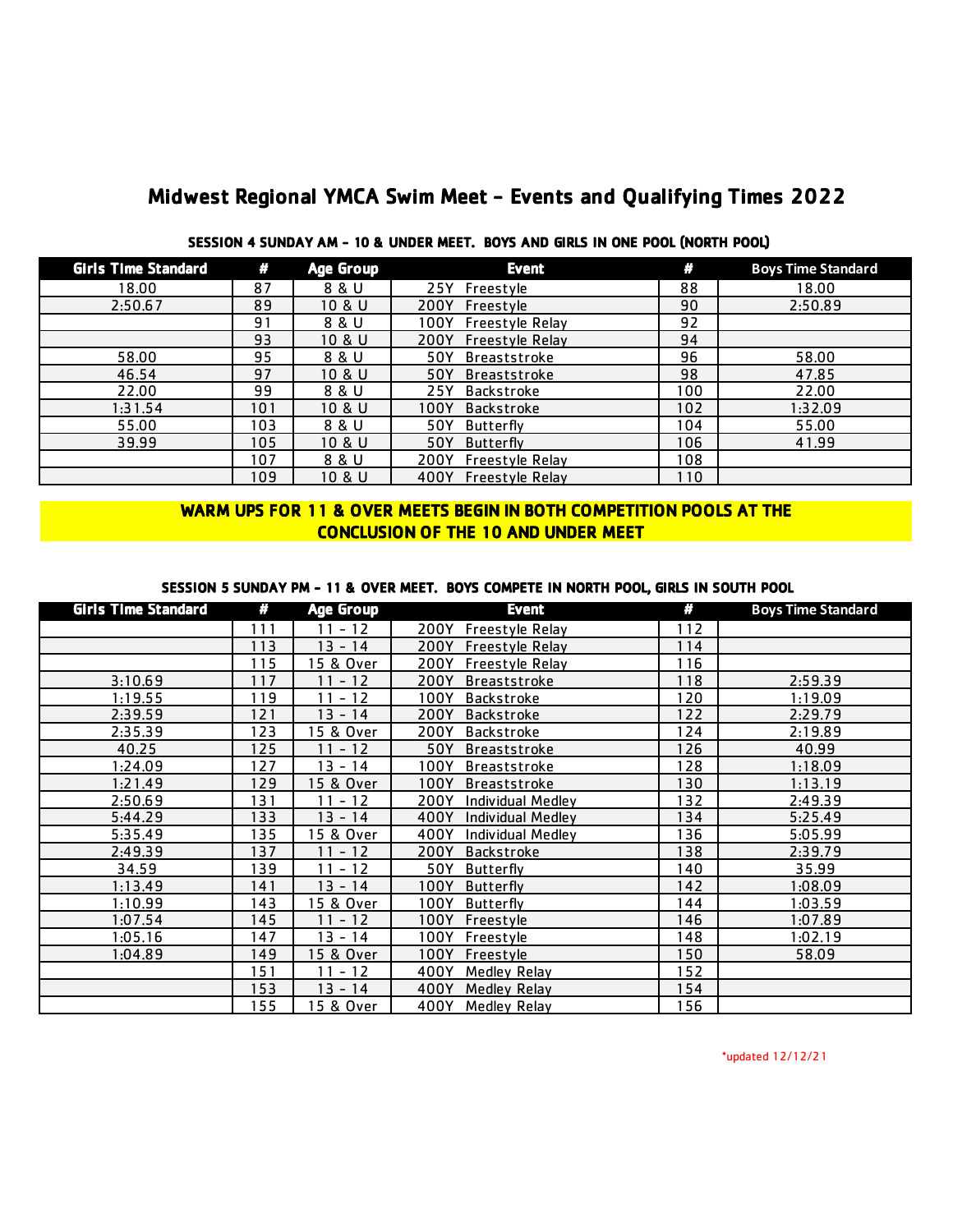# Midwest Regional YMCA Swim Meet – Events and Qualifying Times 2022

## SESSION 4 SUNDAY AM – 10 & UNDER MEET. BOYS AND GIRLS IN ONE POOL (NORTH POOL)

| Girls Time Standard | # | Age Group | Event | # | Boys Time Standard |
|---|---|---|---|---|---|
| 18.00 | 87 | 8 & U | 25Y Freestyle | 88 | 18.00 |
| 2:50.67 | 89 | 10 & U | 200Y Freestyle | 90 | 2:50.89 |
| | 91 | 8 & U | 100Y Freestyle Relay | 92 | |
| | 93 | 10 & U | 200Y Freestyle Relay | 94 | |
| 58.00 | 95 | 8 & U | 50Y Breaststroke | 96 | 58.00 |
| 46.54 | 97 | 10 & U | 50Y Breaststroke | 98 | 47.85 |
| 22.00 | 99 | 8 & U | 25Y Backstroke | 100 | 22.00 |
| 1:31.54 | 101 | 10 & U | 100Y Backstroke | 102 | 1:32.09 |
| 55.00 | 103 | 8 & U | 50Y Butterfly | 104 | 55.00 |
| 39.99 | 105 | 10 & U | 50Y Butterfly | 106 | 41.99 |
| | 107 | 8 & U | 200Y Freestyle Relay | 108 | |
| | 109 | 10 & U | 400Y Freestyle Relay | 110 | |

**WARM UPS FOR 11 & OVER MEETS BEGIN IN BOTH COMPETITION POOLS AT THE CONCLUSION OF THE 10 AND UNDER MEET**

## SESSION 5 SUNDAY PM – 11 & OVER MEET. BOYS COMPETE IN NORTH POOL, GIRLS IN SOUTH POOL

| Girls Time Standard | # | Age Group | Event | # | Boys Time Standard |
|---|---|---|---|---|---|
| | 111 | 11 - 12 | 200Y Freestyle Relay | 112 | |
| | 113 | 13 - 14 | 200Y Freestyle Relay | 114 | |
| | 115 | 15 & Over | 200Y Freestyle Relay | 116 | |
| 3:10.69 | 117 | 11 - 12 | 200Y Breaststroke | 118 | 2:59.39 |
| 1:19.55 | 119 | 11 - 12 | 100Y Backstroke | 120 | 1:19.09 |
| 2:39.59 | 121 | 13 - 14 | 200Y Backstroke | 122 | 2:29.79 |
| 2:35.39 | 123 | 15 & Over | 200Y Backstroke | 124 | 2:19.89 |
| 40.25 | 125 | 11 - 12 | 50Y Breaststroke | 126 | 40.99 |
| 1:24.09 | 127 | 13 - 14 | 100Y Breaststroke | 128 | 1:18.09 |
| 1:21.49 | 129 | 15 & Over | 100Y Breaststroke | 130 | 1:13.19 |
| 2:50.69 | 131 | 11 - 12 | 200Y Individual Medley | 132 | 2:49.39 |
| 5:44.29 | 133 | 13 - 14 | 400Y Individual Medley | 134 | 5:25.49 |
| 5:35.49 | 135 | 15 & Over | 400Y Individual Medley | 136 | 5:05.99 |
| 2:49.39 | 137 | 11 - 12 | 200Y Backstroke | 138 | 2:39.79 |
| 34.59 | 139 | 11 - 12 | 50Y Butterfly | 140 | 35.99 |
| 1:13.49 | 141 | 13 - 14 | 100Y Butterfly | 142 | 1:08.09 |
| 1:10.99 | 143 | 15 & Over | 100Y Butterfly | 144 | 1:03.59 |
| 1:07.54 | 145 | 11 - 12 | 100Y Freestyle | 146 | 1:07.89 |
| 1:05.16 | 147 | 13 - 14 | 100Y Freestyle | 148 | 1:02.19 |
| 1:04.89 | 149 | 15 & Over | 100Y Freestyle | 150 | 58.09 |
| | 151 | 11 - 12 | 400Y Medley Relay | 152 | |
| | 153 | 13 - 14 | 400Y Medley Relay | 154 | |
| | 155 | 15 & Over | 400Y Medley Relay | 156 | |

*updated 12/12/21